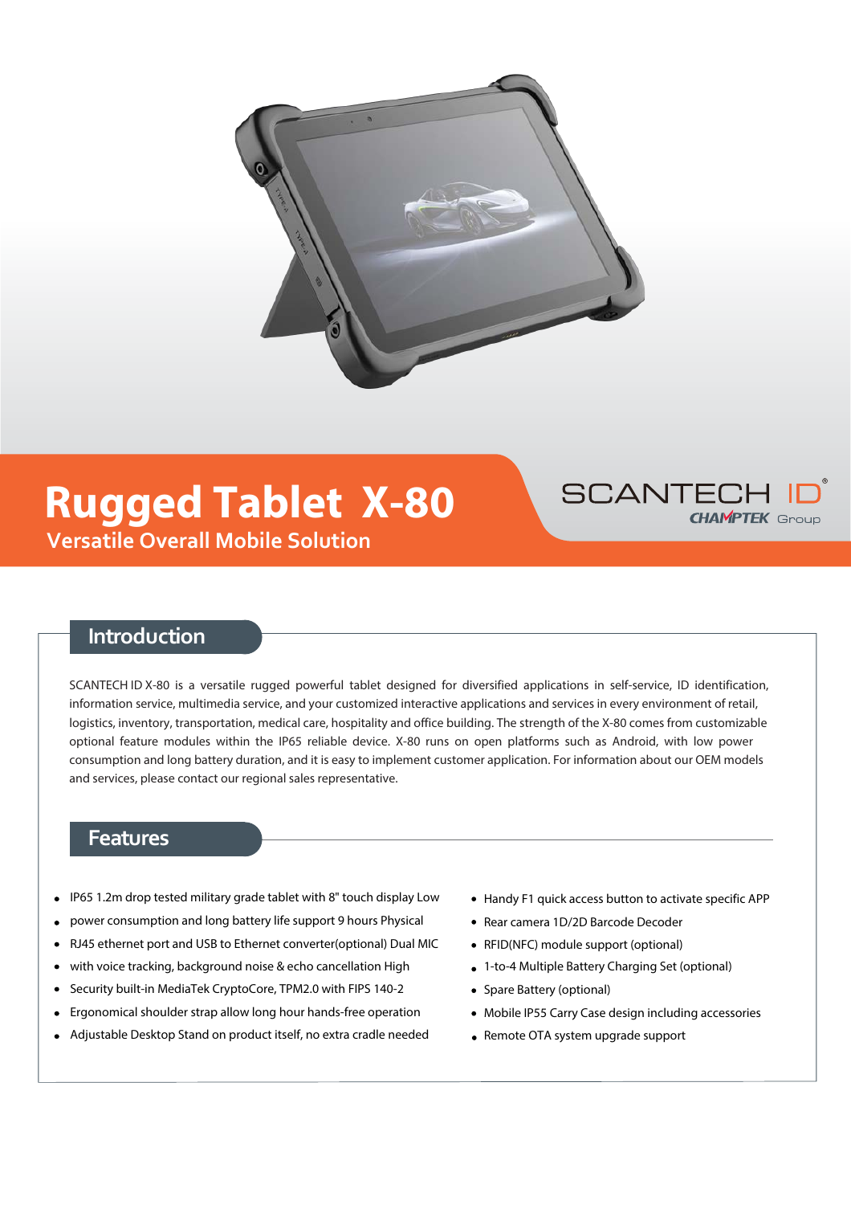# Rugged Tablet X-80

## Versatile Overall Mobile Solution

SCANTECH ID
CHAMPTEK Group

## Introduction

SCANTECH ID X-80 is a versatile rugged powerful tablet designed for diversified applications in self-service, ID identification, information service, multimedia service, and your customized interactive applications and services in every environment of retail, logistics, inventory, transportation, medical care, hospitality and office building. The strength of the X-80 comes from customizable optional feature modules within the IP65 reliable device. X-80 runs on open platforms such as Android, with low power consumption and long battery duration, and it is easy to implement customer application. For information about our OEM models and services, please contact our regional sales representative.

## Features

- IP65 1.2m drop tested military grade tablet with 8" touch display Low
- power consumption and long battery life support 9 hours Physical
- RJ45 ethernet port and USB to Ethernet converter(optional) Dual MIC
- with voice tracking, background noise & echo cancellation High
- Security built-in MediaTek CryptoCore, TPM2.0 with FIPS 140-2
- Ergonomical shoulder strap allow long hour hands-free operation
- Adjustable Desktop Stand on product itself, no extra cradle needed
- Handy F1 quick access button to activate specific APP
- Rear camera 1D/2D Barcode Decoder
- RFID(NFC) module support (optional)
- 1-to-4 Multiple Battery Charging Set (optional)
- Spare Battery (optional)
- Mobile IP55 Carry Case design including accessories
- Remote OTA system upgrade support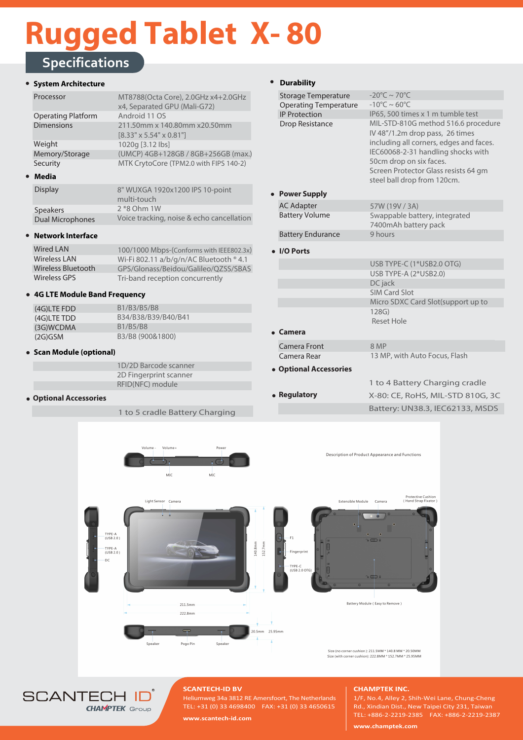# Rugged Tablet X- 80

## Specifications

- **System Architecture**

| | |
|---|---|
| Processor | MT8788(Octa Core), 2.0GHz x4+2.0GHz x4, Separated GPU (Mali-G72) |
| Operating Platform | Android 11 OS |
| Dimensions | 211.50mm x 140.80mm x20.50mm [8.33" x 5.54" x 0.81"] |
| Weight | 1020g [3.12 lbs] |
| Memory/Storage | (UMCP) 4GB+128GB / 8GB+256GB (max.) |
| Security | MTK CrytoCore (TPM2.0 with FIPS 140-2) |

- **Media**

| | |
|---|---|
| Display | 8" WUXGA 1920x1200 IPS 10-point multi-touch |
| Speakers | 2 *8 Ohm 1W |
| Dual Microphones | Voice tracking, noise & echo cancellation |

- **Network Interface**

| | |
|---|---|
| Wired LAN | 100/1000 Mbps-(Conforms with IEEE802.3x) |
| Wireless LAN | Wi-Fi 802.11 a/b/g/n/AC Bluetooth ® 4.1 |
| Wireless Bluetooth | GPS/Glonass/Beidou/Galileo/QZSS/SBAS |
| Wireless GPS | Tri-band reception concurrently |

- **4G LTE Module Band Frequency**

| | |
|---|---|
| (4G)LTE FDD | B1/B3/B5/B8 |
| (4G)LTE TDD | B34/B38/B39/B40/B41 |
| (3G)WCDMA | B1/B5/B8 |
| (2G)GSM | B3/B8 (900&1800) |

- **Scan Module (optional)**

1D/2D Barcode scanner
2D Fingerprint scanner
RFID(NFC) module

- **Optional Accessories**

1 to 5 cradle Battery Charging

- **Durability**

| | |
|---|---|
| Storage Temperature | -20°C ~ 70°C |
| Operating Temperature | -10°C ~ 60°C |
| IP Protection | IP65, 500 times x 1 m tumble test |
| Drop Resistance | MIL-STD-810G method 516.6 procedure IV 48"/1.2m drop pass, 26 times including all corners, edges and faces. IEC60068-2-31 handling shocks with 50cm drop on six faces. Screen Protector Glass resists 64 gm steel ball drop from 120cm. |

- **Power Supply**

| | |
|---|---|
| AC Adapter | 57W (19V / 3A) |
| Battery Volume | Swappable battery, integrated 7400mAh battery pack |
| Battery Endurance | 9 hours |

- **I/O Ports**

USB TYPE-C (1*USB2.0 OTG)
USB TYPE-A (2*USB2.0)
DC jack
SIM Card Slot
Micro SDXC Card Slot(support up to 128G)
Reset Hole

- **Camera**

| | |
|---|---|
| Camera Front | 8 MP |
| Camera Rear | 13 MP, with Auto Focus, Flash |

- **Optional Accessories**

1 to 4 Battery Charging cradle

- **Regulatory**

X-80: CE, RoHS, MIL-STD 810G, 3C
Battery: UN38.3, IEC62133, MSDS

Description of Product Appearance and Functions

Volume - Volume + Power
MIC MIC
Light Sensor Camera
TYPE-A (USB 2.0)
TYPE-A (USB 2.0)
DC
140.8mm 152.7mm
F1
Fingerprint
TYPE-C (USB 2.0 OTG)
Extensible Module Camera
Protective Cushion ( Hand Strap Fixator )
211.5mm
222.8mm
Battery Module ( Easy to Remove )
20.5mm 25.95mm
Speaker Pogo Pin Speaker

Size (no corner cushion): 211.5MM * 140.8 MM * 20.50MM
Size (with corner cushion): 222.8MM * 152.7MM * 25.95MM

SCANTECH ID®
CHAMPTEK Group

**SCANTECH-ID BV**
Heliumweg 34a 3812 RE Amersfoort, The Netherlands
TEL: +31 (0) 33 4698400 FAX: +31 (0) 33 4650615
www.scantech-id.com

**CHAMPTEK INC.**
1/F, No.4, Alley 2, Shih-Wei Lane, Chung-Cheng Rd., Xindian Dist., New Taipei City 231, Taiwan
TEL: +886-2-2219-2385 FAX: +886-2-2219-2387
www.champtek.com